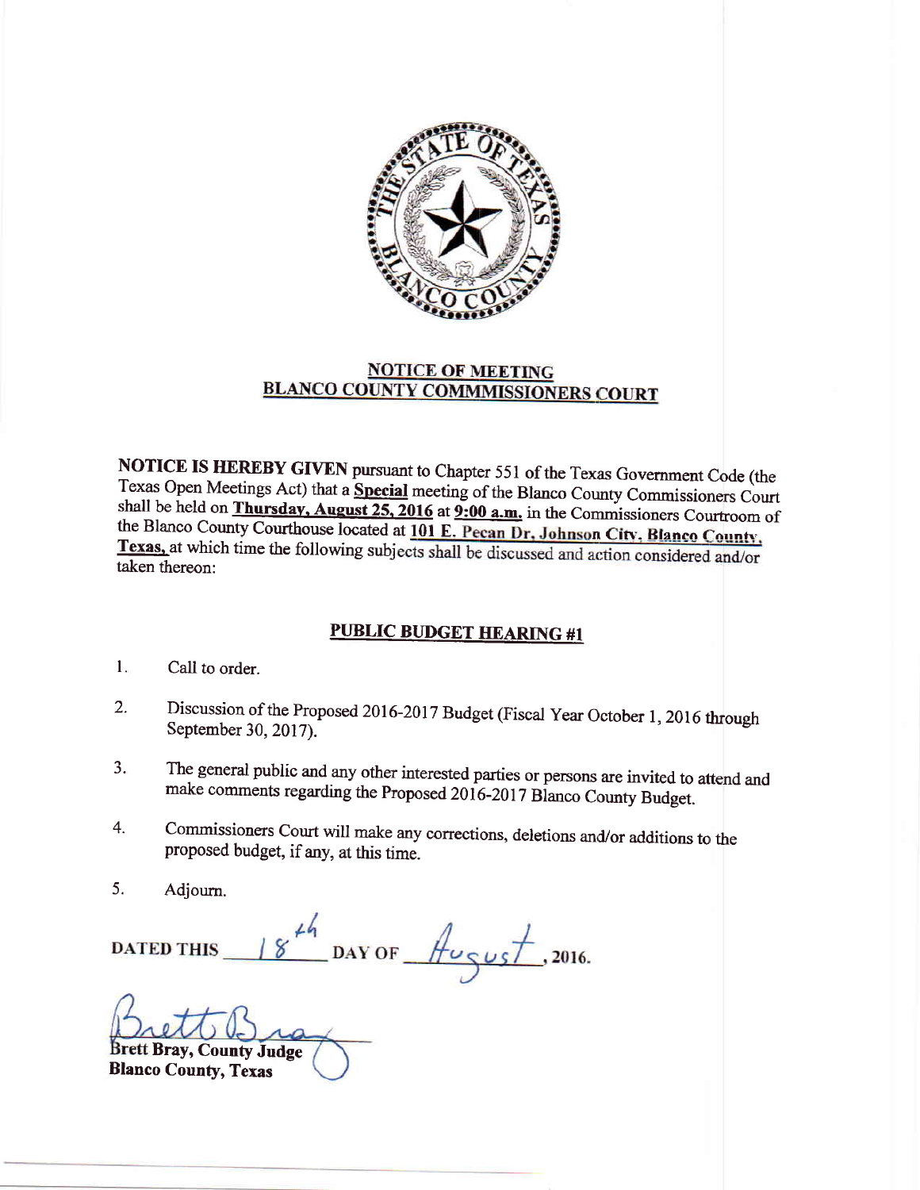## NOTICE OF MEETING
## BLANCO COUNTY COMMMISSIONERS COURT

**NOTICE IS HEREBY GIVEN** pursuant to Chapter 551 of the Texas Government Code (the Texas Open Meetings Act) that a **Special** meeting of the Blanco County Commissioners Court shall be held on **Thursday, August 25, 2016** at **9:00 a.m.** in the Commissioners Courtroom of the Blanco County Courthouse located at **101 E. Pecan Dr, Johnson City, Blanco County, Texas,** at which time the following subjects shall be discussed and action considered and/or taken thereon:

### PUBLIC BUDGET HEARING #1

1. Call to order.
2. Discussion of the Proposed 2016-2017 Budget (Fiscal Year October 1, 2016 through September 30, 2017).
3. The general public and any other interested parties or persons are invited to attend and make comments regarding the Proposed 2016-2017 Blanco County Budget.
4. Commissioners Court will make any corrections, deletions and/or additions to the proposed budget, if any, at this time.
5. Adjourn.

**DATED THIS** 18th **DAY OF** August **, 2016.**

Brett Bray

**Brett Bray, County Judge**
**Blanco County, Texas**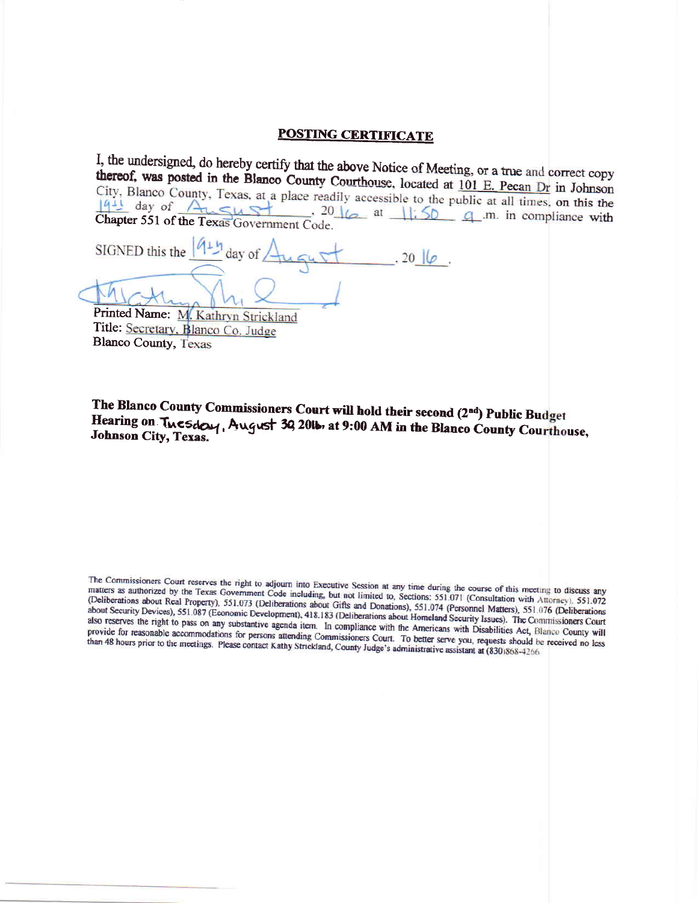## POSTING CERTIFICATE

I, the undersigned, do hereby certify that the above Notice of Meeting, or a true and correct copy thereof, was posted in the Blanco County Courthouse, located at 101 E. Pecan Dr in Johnson City, Blanco County, Texas, at a place readily accessible to the public at all times, on this the 19th day of August, 2016 at 11:50 a.m. in compliance with Chapter 551 of the Texas Government Code.

SIGNED this the 19th day of August, 2016.

Printed Name: M. Kathryn Strickland
Title: Secretary, Blanco Co. Judge
Blanco County, Texas

**The Blanco County Commissioners Court will hold their second (2nd) Public Budget Hearing on Tuesday, August 30, 2016, at 9:00 AM in the Blanco County Courthouse, Johnson City, Texas.**

The Commissioners Court reserves the right to adjourn into Executive Session at any time during the course of this meeting to discuss any matters as authorized by the Texas Government Code including, but not limited to, Sections: 551.071 (Consultation with Attorney), 551.072 (Deliberations about Real Property), 551.073 (Deliberations about Gifts and Donations), 551.074 (Personnel Matters), 551.076 (Deliberations about Security Devices), 551.087 (Economic Development), 418.183 (Deliberations about Homeland Security Issues). The Commissioners Court also reserves the right to pass on any substantive agenda item. In compliance with the Americans with Disabilities Act, Blanco County will provide for reasonable accommodations for persons attending Commissioners Court. To better serve you, requests should be received no less than 48 hours prior to the meetings. Please contact Kathy Strickland, County Judge's administrative assistant at (830)868-4266.